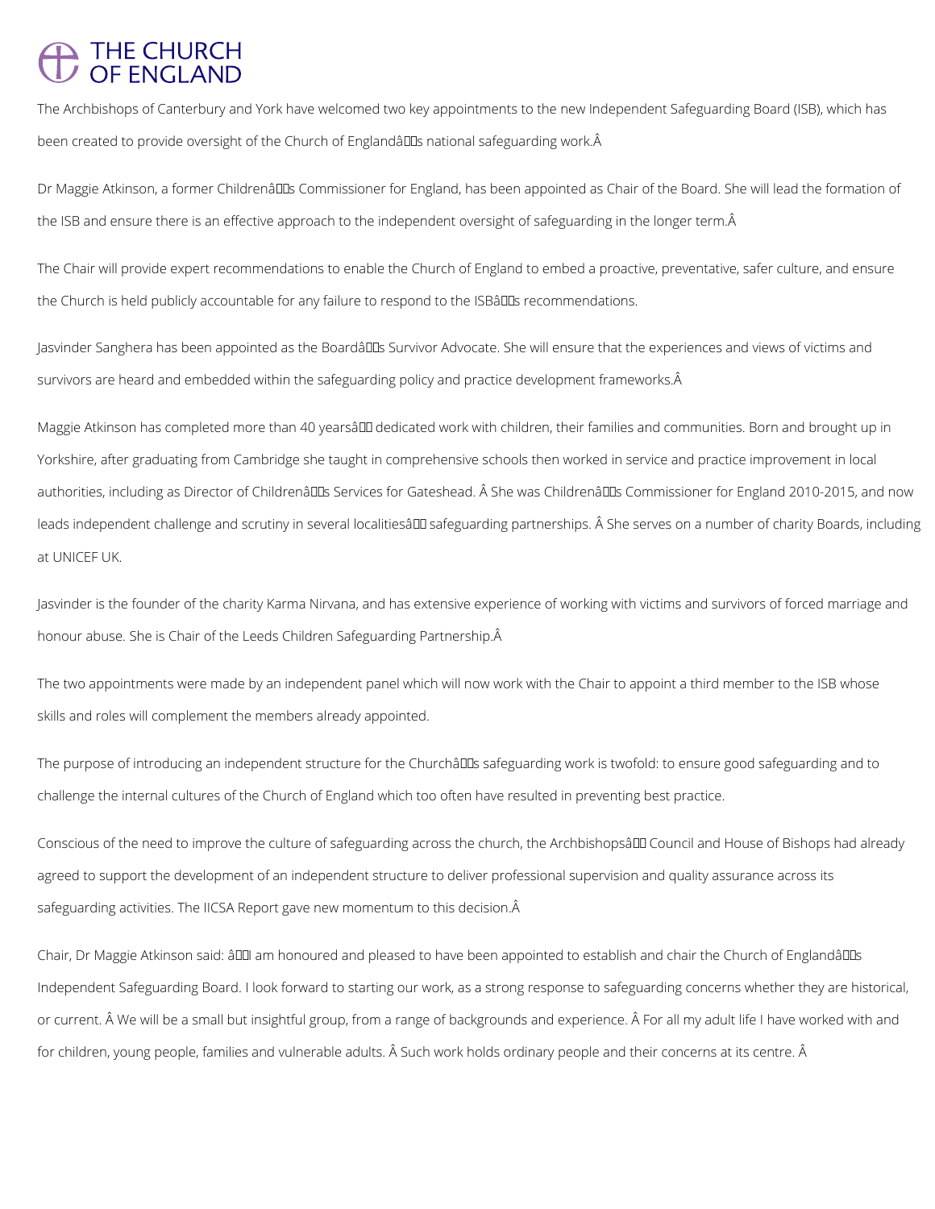# THE CHURCH OF ENGLAND

The Archbishops of Canterbury and York have welcomed two key appointments to the new Independent Safeguarding Board (ISB), which has been created to provide oversight of the Church of England’s national safeguarding work.

Dr Maggie Atkinson, a former Children’s Commissioner for England, has been appointed as Chair of the Board. She will lead the formation of the ISB and ensure there is an effective approach to the independent oversight of safeguarding in the longer term.

The Chair will provide expert recommendations to enable the Church of England to embed a proactive, preventative, safer culture, and ensure the Church is held publicly accountable for any failure to respond to the ISB’s recommendations.

Jasvinder Sanghera has been appointed as the Board’s Survivor Advocate. She will ensure that the experiences and views of victims and survivors are heard and embedded within the safeguarding policy and practice development frameworks.

Maggie Atkinson has completed more than 40 years’ dedicated work with children, their families and communities. Born and brought up in Yorkshire, after graduating from Cambridge she taught in comprehensive schools then worked in service and practice improvement in local authorities, including as Director of Children’s Services for Gateshead. She was Children’s Commissioner for England 2010-2015, and now leads independent challenge and scrutiny in several localities’ safeguarding partnerships. She serves on a number of charity Boards, including at UNICEF UK.

Jasvinder is the founder of the charity Karma Nirvana, and has extensive experience of working with victims and survivors of forced marriage and honour abuse. She is Chair of the Leeds Children Safeguarding Partnership.

The two appointments were made by an independent panel which will now work with the Chair to appoint a third member to the ISB whose skills and roles will complement the members already appointed.

The purpose of introducing an independent structure for the Church’s safeguarding work is twofold: to ensure good safeguarding and to challenge the internal cultures of the Church of England which too often have resulted in preventing best practice.

Conscious of the need to improve the culture of safeguarding across the church, the Archbishops’ Council and House of Bishops had already agreed to support the development of an independent structure to deliver professional supervision and quality assurance across its safeguarding activities. The IICSA Report gave new momentum to this decision.

Chair, Dr Maggie Atkinson said: “I am honoured and pleased to have been appointed to establish and chair the Church of England’s Independent Safeguarding Board. I look forward to starting our work, as a strong response to safeguarding concerns whether they are historical, or current. We will be a small but insightful group, from a range of backgrounds and experience. For all my adult life I have worked with and for children, young people, families and vulnerable adults. Such work holds ordinary people and their concerns at its centre.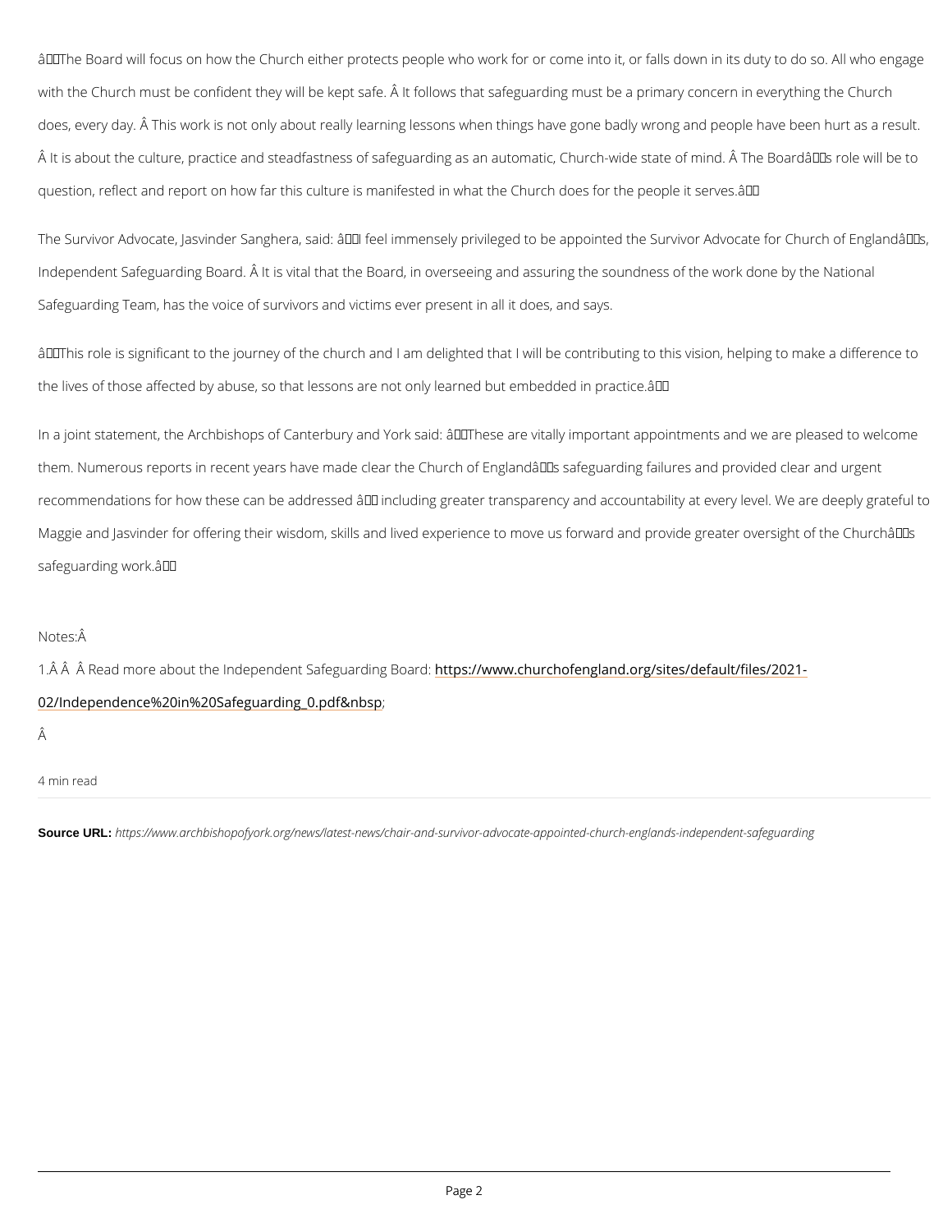â€œThe Board will focus on how the Church either protects people who work for or come into it, or falls down in its duty to do so. All who engage with the Church must be confident they will be kept safe. Â It follows that safeguarding must be a primary concern in everything the Church does, every day. Â This work is not only about really learning lessons when things have gone badly wrong and people have been hurt as a result. Â It is about the culture, practice and steadfastness of safeguarding as an automatic, Church-wide state of mind. Â The Boardâ€™s role will be to question, reflect and report on how far this culture is manifested in what the Church does for the people it serves.â€

The Survivor Advocate, Jasvinder Sanghera, said: â€œI feel immensely privileged to be appointed the Survivor Advocate for Church of Englandâ€™s, Independent Safeguarding Board. Â It is vital that the Board, in overseeing and assuring the soundness of the work done by the National Safeguarding Team, has the voice of survivors and victims ever present in all it does, and says.

â€œThis role is significant to the journey of the church and I am delighted that I will be contributing to this vision, helping to make a difference to the lives of those affected by abuse, so that lessons are not only learned but embedded in practice.â€

In a joint statement, the Archbishops of Canterbury and York said: â€œThese are vitally important appointments and we are pleased to welcome them. Numerous reports in recent years have made clear the Church of Englandâ€™s safeguarding failures and provided clear and urgent recommendations for how these can be addressed â€" including greater transparency and accountability at every level. We are deeply grateful to Maggie and Jasvinder for offering their wisdom, skills and lived experience to move us forward and provide greater oversight of the Churchâ€™s safeguarding work.â€

Notes:Â

1.Â Â Â Read more about the Independent Safeguarding Board: https://www.churchofengland.org/sites/default/files/2021-02/Independence%20in%20Safeguarding_0.pdf&nbsp;

Â

4 min read

**Source URL:** *https://www.archbishopofyork.org/news/latest-news/chair-and-survivor-advocate-appointed-church-englands-independent-safeguarding*